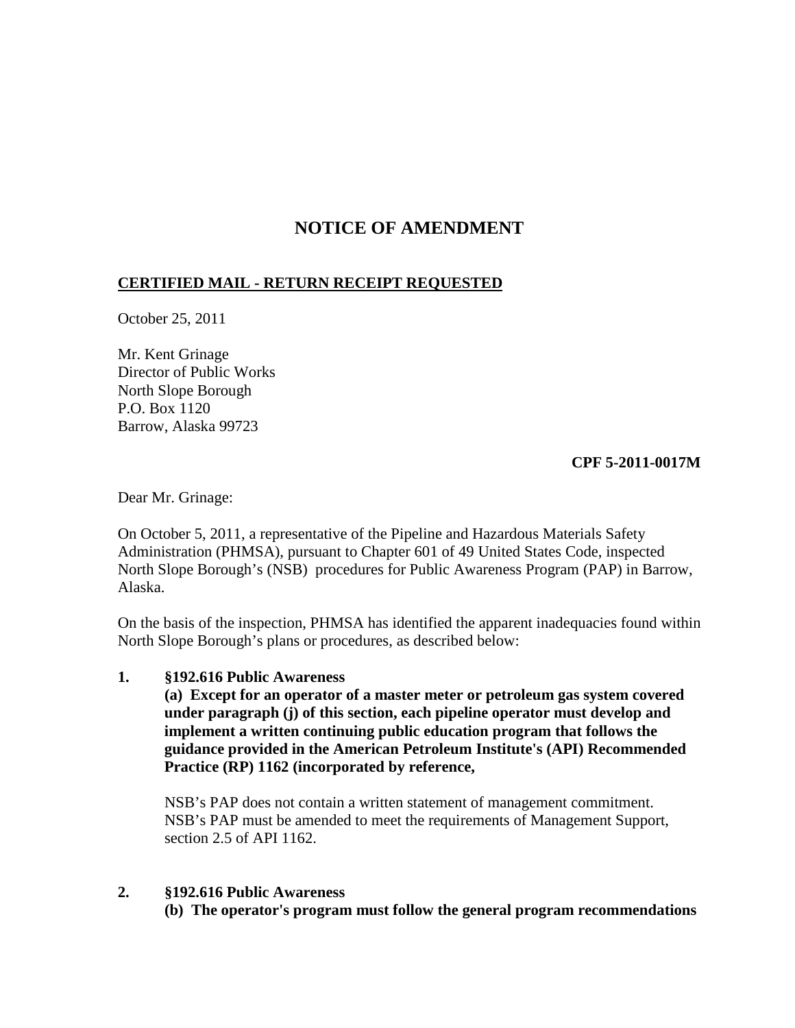# NOTICE OF AMENDMENT

**CERTIFIED MAIL - RETURN RECEIPT REQUESTED**

October 25, 2011

Mr. Kent Grinage
Director of Public Works
North Slope Borough
P.O. Box 1120
Barrow, Alaska 99723

**CPF 5-2011-0017M**

Dear Mr. Grinage:

On October 5, 2011, a representative of the Pipeline and Hazardous Materials Safety Administration (PHMSA), pursuant to Chapter 601 of 49 United States Code, inspected North Slope Borough's (NSB) procedures for Public Awareness Program (PAP) in Barrow, Alaska.

On the basis of the inspection, PHMSA has identified the apparent inadequacies found within North Slope Borough's plans or procedures, as described below:

1. **§192.616 Public Awareness**

   **(a) Except for an operator of a master meter or petroleum gas system covered under paragraph (j) of this section, each pipeline operator must develop and implement a written continuing public education program that follows the guidance provided in the American Petroleum Institute's (API) Recommended Practice (RP) 1162 (incorporated by reference,**

   NSB's PAP does not contain a written statement of management commitment. NSB's PAP must be amended to meet the requirements of Management Support, section 2.5 of API 1162.

2. **§192.616 Public Awareness**

   **(b) The operator's program must follow the general program recommendations**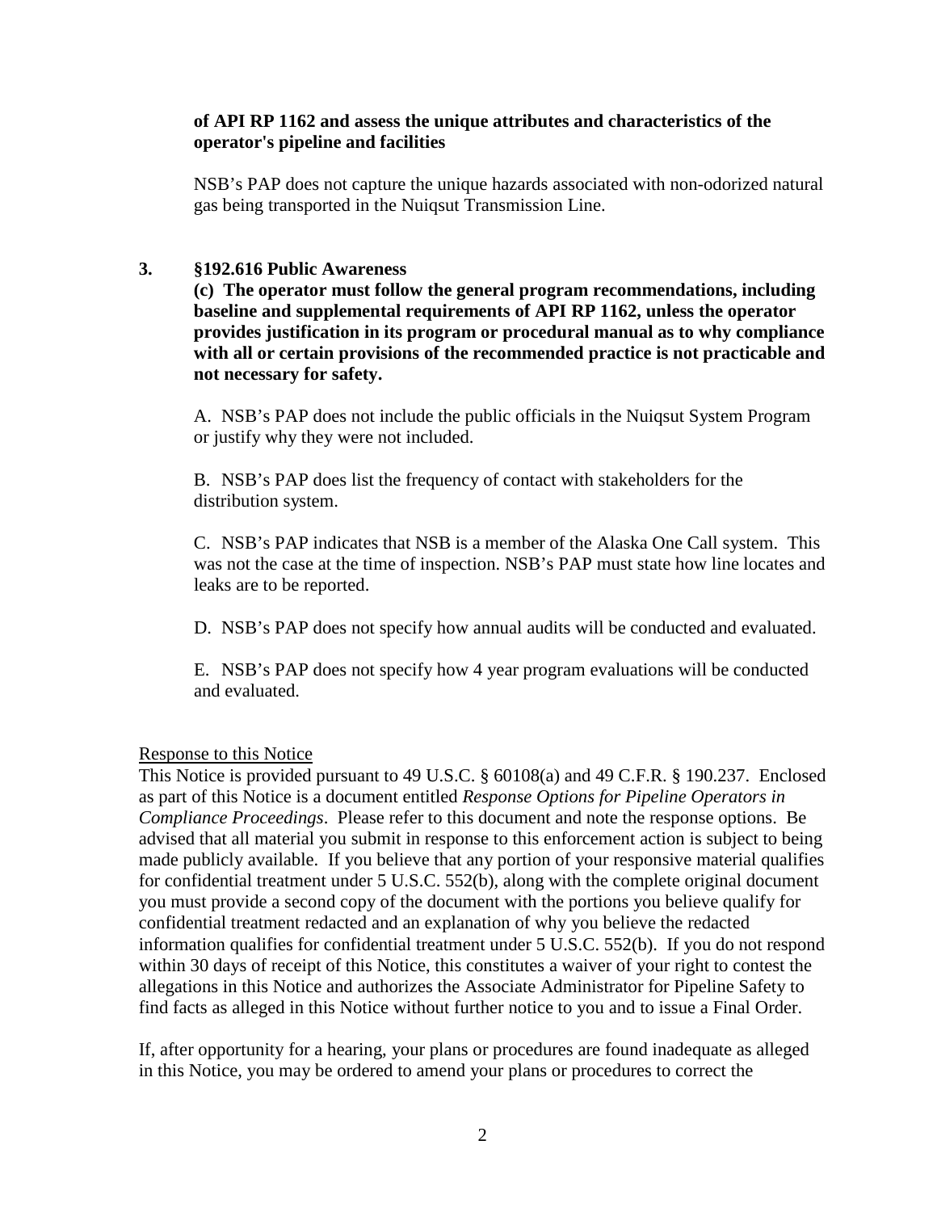**of API RP 1162 and assess the unique attributes and characteristics of the operator's pipeline and facilities**

NSB's PAP does not capture the unique hazards associated with non-odorized natural gas being transported in the Nuiqsut Transmission Line.

**3. §192.616 Public Awareness**

**(c) The operator must follow the general program recommendations, including baseline and supplemental requirements of API RP 1162, unless the operator provides justification in its program or procedural manual as to why compliance with all or certain provisions of the recommended practice is not practicable and not necessary for safety.**

A. NSB's PAP does not include the public officials in the Nuiqsut System Program or justify why they were not included.

B. NSB's PAP does list the frequency of contact with stakeholders for the distribution system.

C. NSB's PAP indicates that NSB is a member of the Alaska One Call system. This was not the case at the time of inspection. NSB's PAP must state how line locates and leaks are to be reported.

D. NSB's PAP does not specify how annual audits will be conducted and evaluated.

E. NSB's PAP does not specify how 4 year program evaluations will be conducted and evaluated.

<u>Response to this Notice</u>

This Notice is provided pursuant to 49 U.S.C. § 60108(a) and 49 C.F.R. § 190.237. Enclosed as part of this Notice is a document entitled *Response Options for Pipeline Operators in Compliance Proceedings*. Please refer to this document and note the response options. Be advised that all material you submit in response to this enforcement action is subject to being made publicly available. If you believe that any portion of your responsive material qualifies for confidential treatment under 5 U.S.C. 552(b), along with the complete original document you must provide a second copy of the document with the portions you believe qualify for confidential treatment redacted and an explanation of why you believe the redacted information qualifies for confidential treatment under 5 U.S.C. 552(b). If you do not respond within 30 days of receipt of this Notice, this constitutes a waiver of your right to contest the allegations in this Notice and authorizes the Associate Administrator for Pipeline Safety to find facts as alleged in this Notice without further notice to you and to issue a Final Order.

If, after opportunity for a hearing, your plans or procedures are found inadequate as alleged in this Notice, you may be ordered to amend your plans or procedures to correct the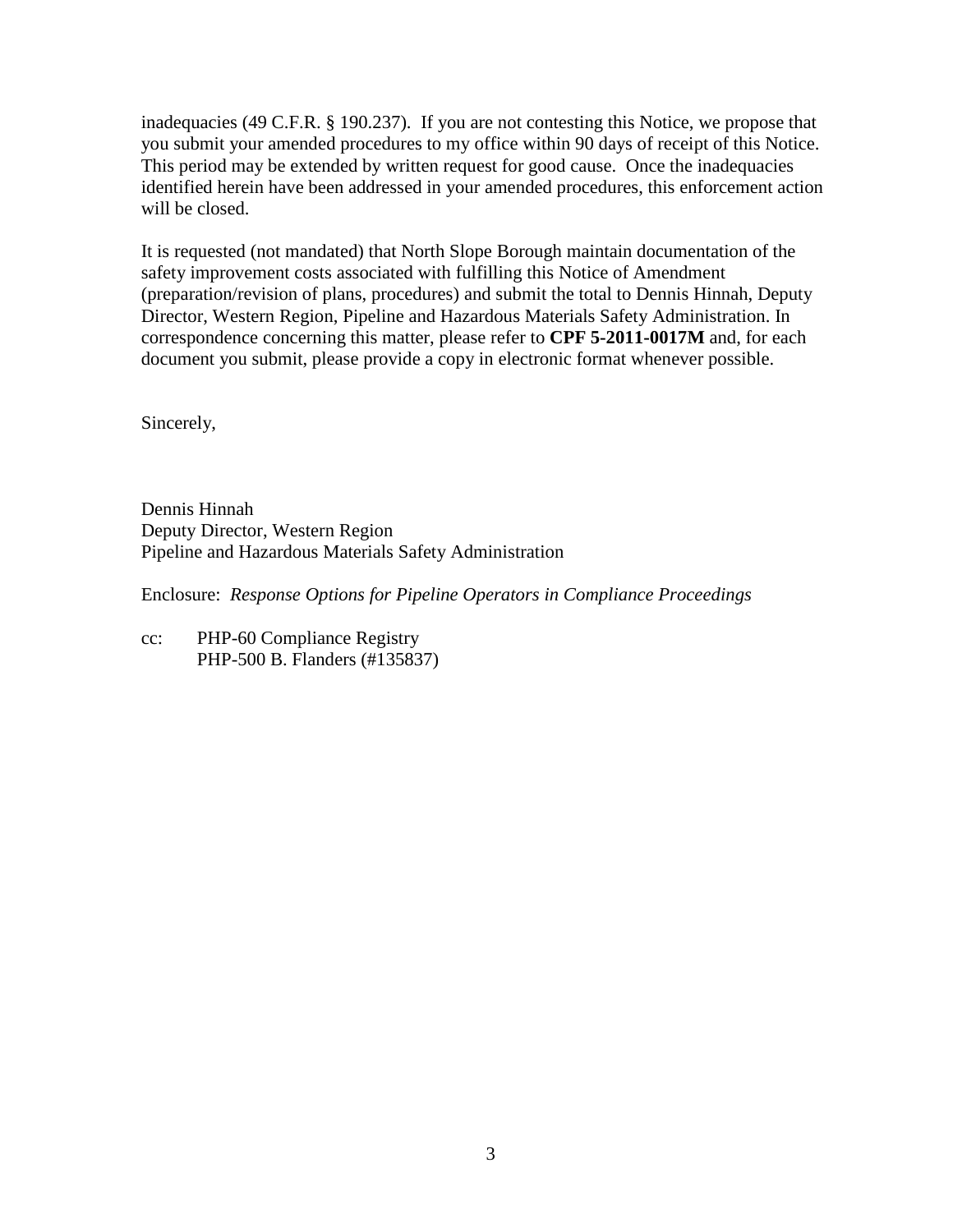inadequacies (49 C.F.R. § 190.237). If you are not contesting this Notice, we propose that you submit your amended procedures to my office within 90 days of receipt of this Notice. This period may be extended by written request for good cause. Once the inadequacies identified herein have been addressed in your amended procedures, this enforcement action will be closed.

It is requested (not mandated) that North Slope Borough maintain documentation of the safety improvement costs associated with fulfilling this Notice of Amendment (preparation/revision of plans, procedures) and submit the total to Dennis Hinnah, Deputy Director, Western Region, Pipeline and Hazardous Materials Safety Administration. In correspondence concerning this matter, please refer to **CPF 5-2011-0017M** and, for each document you submit, please provide a copy in electronic format whenever possible.

Sincerely,

Dennis Hinnah
Deputy Director, Western Region
Pipeline and Hazardous Materials Safety Administration

Enclosure: *Response Options for Pipeline Operators in Compliance Proceedings*

cc: PHP-60 Compliance Registry
PHP-500 B. Flanders (#135837)